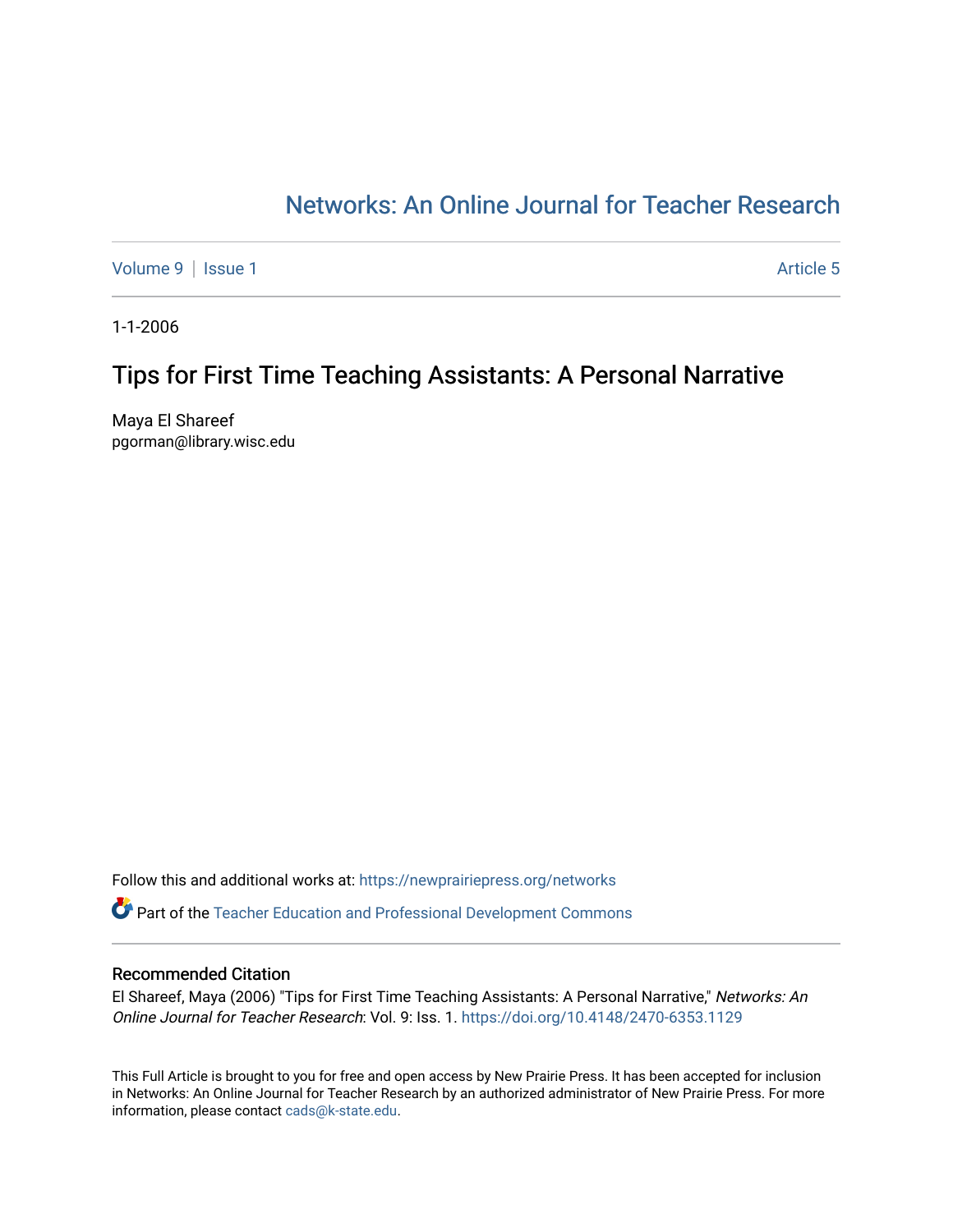Networks: An Online Journal for Teacher Research

Volume 9 | Issue 1 | Article 5

1-1-2006

# Tips for First Time Teaching Assistants: A Personal Narrative

Maya El Shareef
pgorman@library.wisc.edu

Follow this and additional works at: https://newprairiepress.org/networks

Part of the Teacher Education and Professional Development Commons

## Recommended Citation

El Shareef, Maya (2006) "Tips for First Time Teaching Assistants: A Personal Narrative," *Networks: An Online Journal for Teacher Research*: Vol. 9: Iss. 1. https://doi.org/10.4148/2470-6353.1129

This Full Article is brought to you for free and open access by New Prairie Press. It has been accepted for inclusion in Networks: An Online Journal for Teacher Research by an authorized administrator of New Prairie Press. For more information, please contact cads@k-state.edu.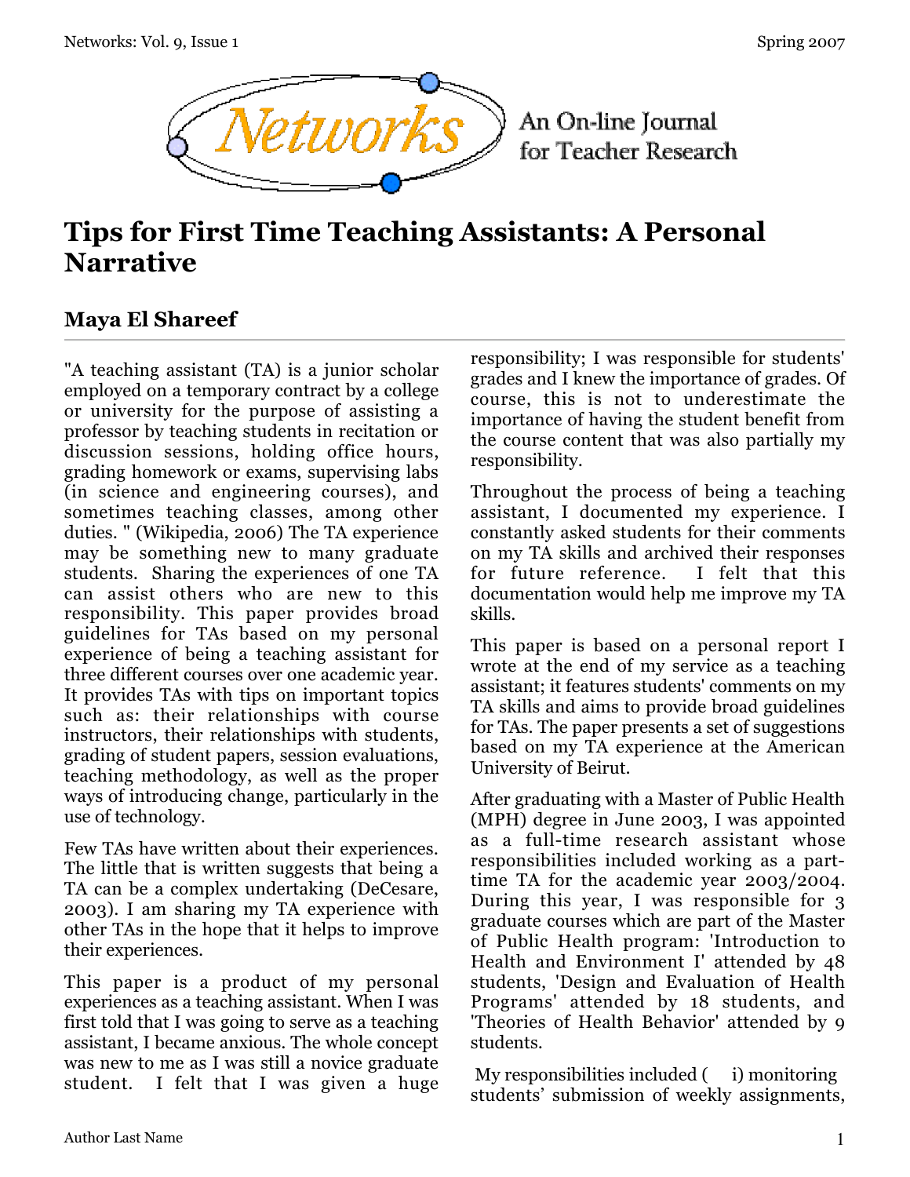# Tips for First Time Teaching Assistants: A Personal Narrative

## Maya El Shareef

"A teaching assistant (TA) is a junior scholar employed on a temporary contract by a college or university for the purpose of assisting a professor by teaching students in recitation or discussion sessions, holding office hours, grading homework or exams, supervising labs (in science and engineering courses), and sometimes teaching classes, among other duties. " (Wikipedia, 2006) The TA experience may be something new to many graduate students. Sharing the experiences of one TA can assist others who are new to this responsibility. This paper provides broad guidelines for TAs based on my personal experience of being a teaching assistant for three different courses over one academic year. It provides TAs with tips on important topics such as: their relationships with course instructors, their relationships with students, grading of student papers, session evaluations, teaching methodology, as well as the proper ways of introducing change, particularly in the use of technology.

Few TAs have written about their experiences. The little that is written suggests that being a TA can be a complex undertaking (DeCesare, 2003). I am sharing my TA experience with other TAs in the hope that it helps to improve their experiences.

This paper is a product of my personal experiences as a teaching assistant. When I was first told that I was going to serve as a teaching assistant, I became anxious. The whole concept was new to me as I was still a novice graduate student. I felt that I was given a huge responsibility; I was responsible for students' grades and I knew the importance of grades. Of course, this is not to underestimate the importance of having the student benefit from the course content that was also partially my responsibility.

Throughout the process of being a teaching assistant, I documented my experience. I constantly asked students for their comments on my TA skills and archived their responses for future reference. I felt that this documentation would help me improve my TA skills.

This paper is based on a personal report I wrote at the end of my service as a teaching assistant; it features students' comments on my TA skills and aims to provide broad guidelines for TAs. The paper presents a set of suggestions based on my TA experience at the American University of Beirut.

After graduating with a Master of Public Health (MPH) degree in June 2003, I was appointed as a full-time research assistant whose responsibilities included working as a part-time TA for the academic year 2003/2004. During this year, I was responsible for 3 graduate courses which are part of the Master of Public Health program: 'Introduction to Health and Environment I' attended by 48 students, 'Design and Evaluation of Health Programs' attended by 18 students, and 'Theories of Health Behavior' attended by 9 students.

My responsibilities included ( i) monitoring students' submission of weekly assignments,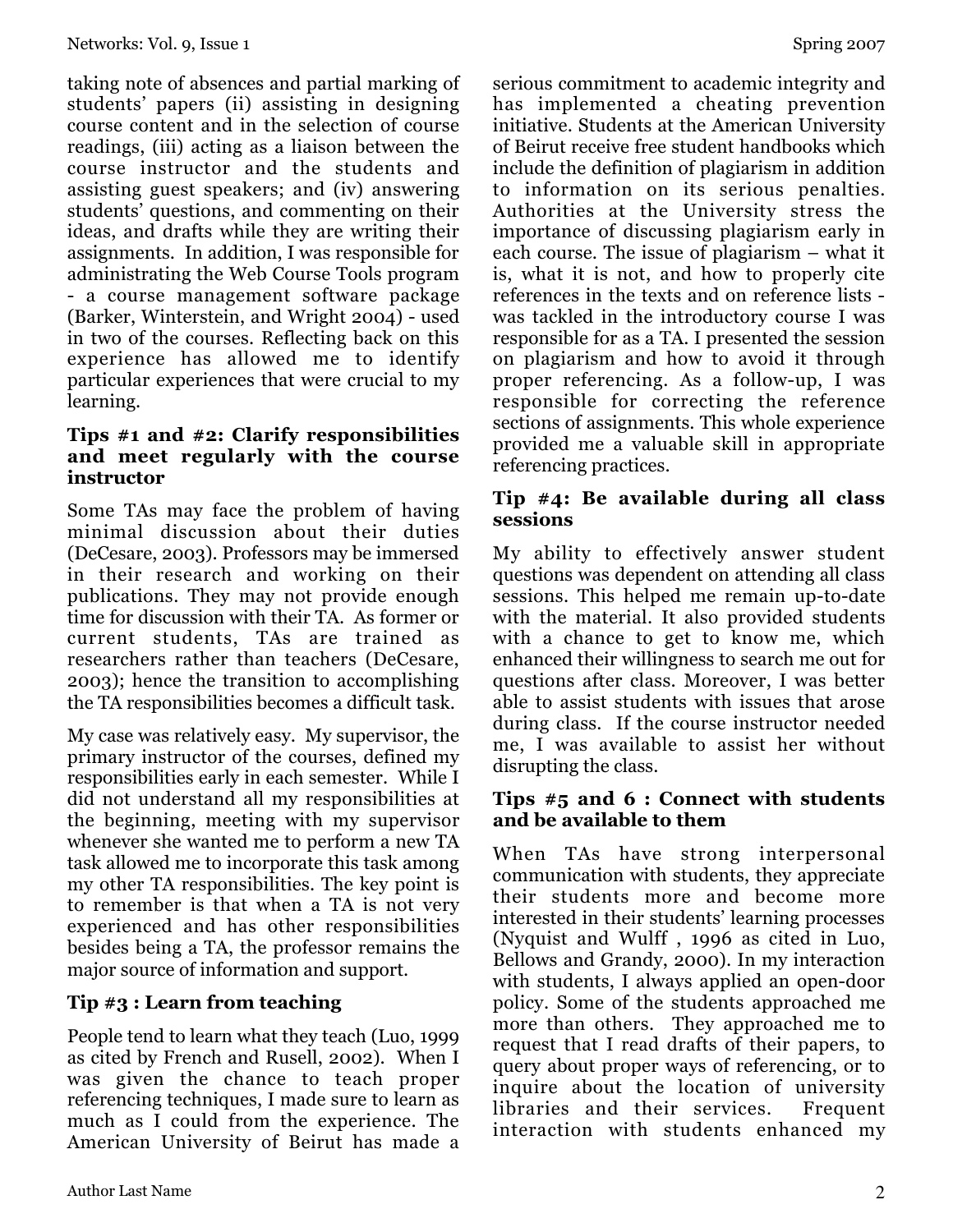taking note of absences and partial marking of students' papers (ii) assisting in designing course content and in the selection of course readings, (iii) acting as a liaison between the course instructor and the students and assisting guest speakers; and (iv) answering students' questions, and commenting on their ideas, and drafts while they are writing their assignments. In addition, I was responsible for administrating the Web Course Tools program - a course management software package (Barker, Winterstein, and Wright 2004) - used in two of the courses. Reflecting back on this experience has allowed me to identify particular experiences that were crucial to my learning.

### Tips #1 and #2: Clarify responsibilities and meet regularly with the course instructor

Some TAs may face the problem of having minimal discussion about their duties (DeCesare, 2003). Professors may be immersed in their research and working on their publications. They may not provide enough time for discussion with their TA. As former or current students, TAs are trained as researchers rather than teachers (DeCesare, 2003); hence the transition to accomplishing the TA responsibilities becomes a difficult task.

My case was relatively easy. My supervisor, the primary instructor of the courses, defined my responsibilities early in each semester. While I did not understand all my responsibilities at the beginning, meeting with my supervisor whenever she wanted me to perform a new TA task allowed me to incorporate this task among my other TA responsibilities. The key point is to remember is that when a TA is not very experienced and has other responsibilities besides being a TA, the professor remains the major source of information and support.

### Tip #3 : Learn from teaching

People tend to learn what they teach (Luo, 1999 as cited by French and Rusell, 2002). When I was given the chance to teach proper referencing techniques, I made sure to learn as much as I could from the experience. The American University of Beirut has made a serious commitment to academic integrity and has implemented a cheating prevention initiative. Students at the American University of Beirut receive free student handbooks which include the definition of plagiarism in addition to information on its serious penalties. Authorities at the University stress the importance of discussing plagiarism early in each course. The issue of plagiarism – what it is, what it is not, and how to properly cite references in the texts and on reference lists - was tackled in the introductory course I was responsible for as a TA. I presented the session on plagiarism and how to avoid it through proper referencing. As a follow-up, I was responsible for correcting the reference sections of assignments. This whole experience provided me a valuable skill in appropriate referencing practices.

### Tip #4: Be available during all class sessions

My ability to effectively answer student questions was dependent on attending all class sessions. This helped me remain up-to-date with the material. It also provided students with a chance to get to know me, which enhanced their willingness to search me out for questions after class. Moreover, I was better able to assist students with issues that arose during class. If the course instructor needed me, I was available to assist her without disrupting the class.

### Tips #5 and 6 : Connect with students and be available to them

When TAs have strong interpersonal communication with students, they appreciate their students more and become more interested in their students' learning processes (Nyquist and Wulff , 1996 as cited in Luo, Bellows and Grandy, 2000). In my interaction with students, I always applied an open-door policy. Some of the students approached me more than others. They approached me to request that I read drafts of their papers, to query about proper ways of referencing, or to inquire about the location of university libraries and their services. Frequent interaction with students enhanced my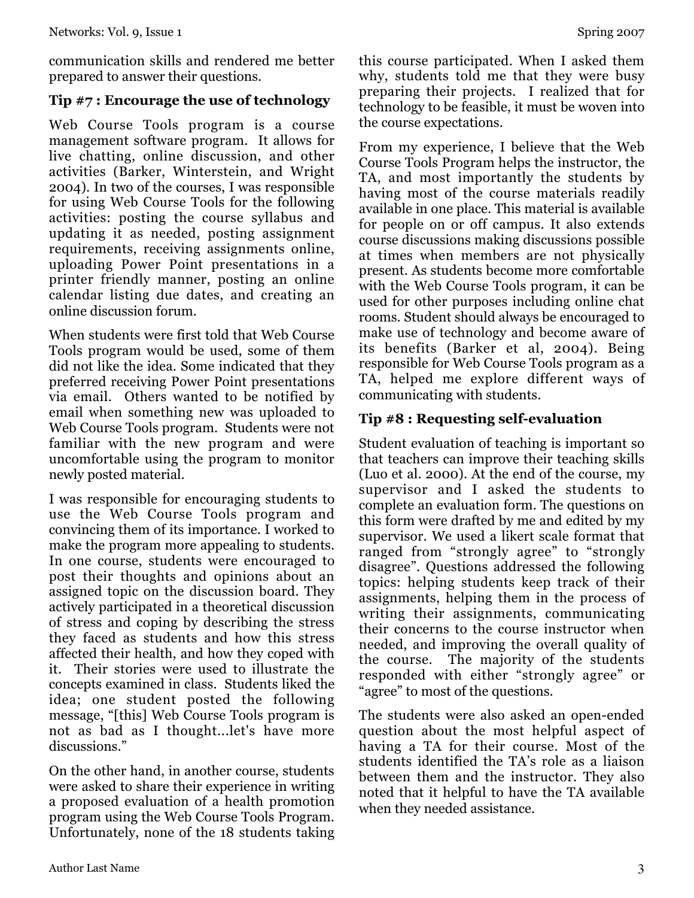communication skills and rendered me better prepared to answer their questions.

### Tip #7 : Encourage the use of technology

Web Course Tools program is a course management software program. It allows for live chatting, online discussion, and other activities (Barker, Winterstein, and Wright 2004). In two of the courses, I was responsible for using Web Course Tools for the following activities: posting the course syllabus and updating it as needed, posting assignment requirements, receiving assignments online, uploading Power Point presentations in a printer friendly manner, posting an online calendar listing due dates, and creating an online discussion forum.

When students were first told that Web Course Tools program would be used, some of them did not like the idea. Some indicated that they preferred receiving Power Point presentations via email. Others wanted to be notified by email when something new was uploaded to Web Course Tools program. Students were not familiar with the new program and were uncomfortable using the program to monitor newly posted material.

I was responsible for encouraging students to use the Web Course Tools program and convincing them of its importance. I worked to make the program more appealing to students. In one course, students were encouraged to post their thoughts and opinions about an assigned topic on the discussion board. They actively participated in a theoretical discussion of stress and coping by describing the stress they faced as students and how this stress affected their health, and how they coped with it. Their stories were used to illustrate the concepts examined in class. Students liked the idea; one student posted the following message, "[this] Web Course Tools program is not as bad as I thought…let's have more discussions."

On the other hand, in another course, students were asked to share their experience in writing a proposed evaluation of a health promotion program using the Web Course Tools Program. Unfortunately, none of the 18 students taking this course participated. When I asked them why, students told me that they were busy preparing their projects. I realized that for technology to be feasible, it must be woven into the course expectations.

From my experience, I believe that the Web Course Tools Program helps the instructor, the TA, and most importantly the students by having most of the course materials readily available in one place. This material is available for people on or off campus. It also extends course discussions making discussions possible at times when members are not physically present. As students become more comfortable with the Web Course Tools program, it can be used for other purposes including online chat rooms. Student should always be encouraged to make use of technology and become aware of its benefits (Barker et al, 2004). Being responsible for Web Course Tools program as a TA, helped me explore different ways of communicating with students.

### Tip #8 : Requesting self-evaluation

Student evaluation of teaching is important so that teachers can improve their teaching skills (Luo et al. 2000). At the end of the course, my supervisor and I asked the students to complete an evaluation form. The questions on this form were drafted by me and edited by my supervisor. We used a likert scale format that ranged from "strongly agree" to "strongly disagree". Questions addressed the following topics: helping students keep track of their assignments, helping them in the process of writing their assignments, communicating their concerns to the course instructor when needed, and improving the overall quality of the course. The majority of the students responded with either "strongly agree" or "agree" to most of the questions.

The students were also asked an open-ended question about the most helpful aspect of having a TA for their course. Most of the students identified the TA's role as a liaison between them and the instructor. They also noted that it helpful to have the TA available when they needed assistance.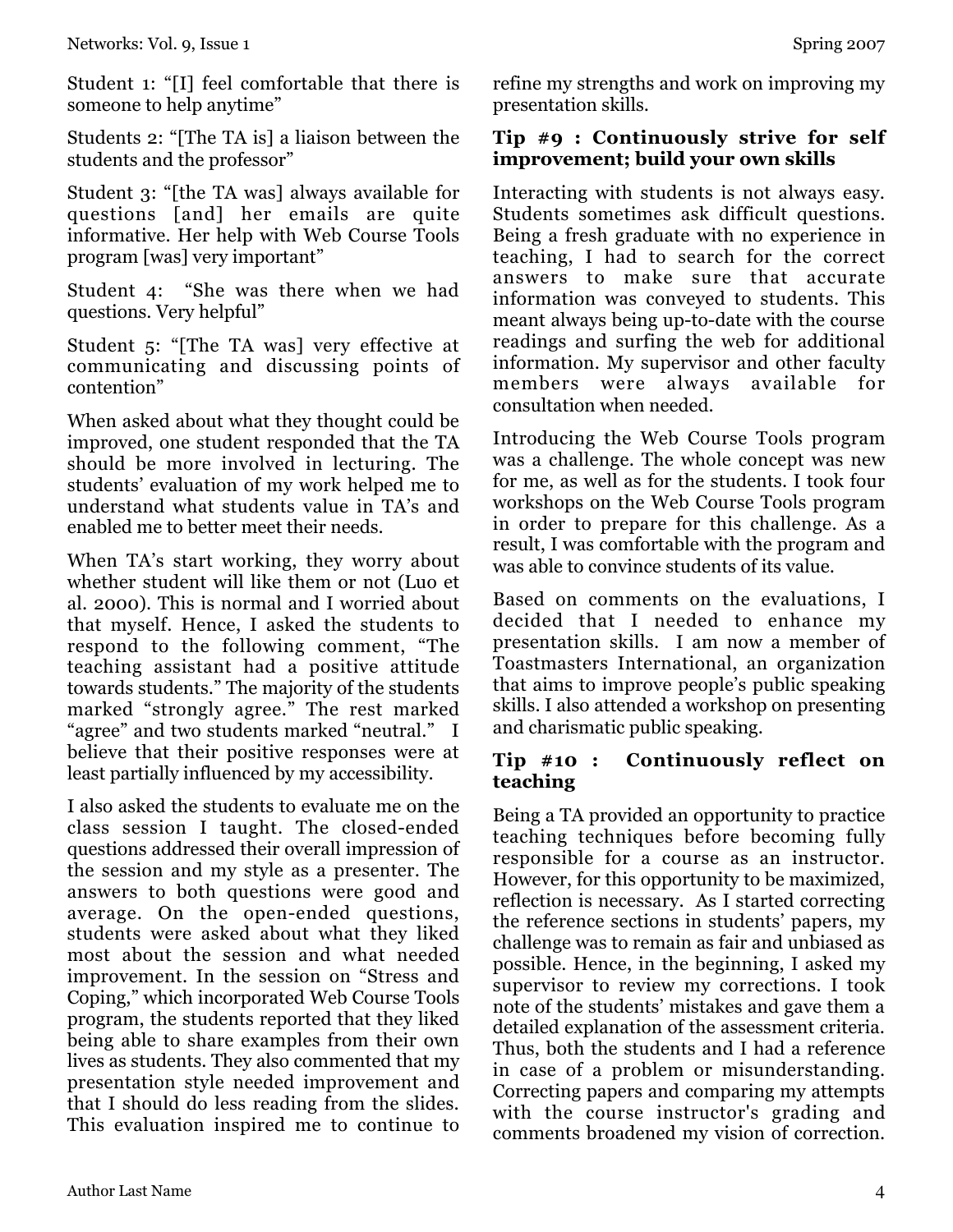Student 1: "[I] feel comfortable that there is someone to help anytime"

Students 2: "[The TA is] a liaison between the students and the professor"

Student 3: "[the TA was] always available for questions [and] her emails are quite informative. Her help with Web Course Tools program [was] very important"

Student 4: "She was there when we had questions. Very helpful"

Student 5: "[The TA was] very effective at communicating and discussing points of contention"

When asked about what they thought could be improved, one student responded that the TA should be more involved in lecturing. The students' evaluation of my work helped me to understand what students value in TA's and enabled me to better meet their needs.

When TA's start working, they worry about whether student will like them or not (Luo et al. 2000). This is normal and I worried about that myself. Hence, I asked the students to respond to the following comment, "The teaching assistant had a positive attitude towards students." The majority of the students marked "strongly agree." The rest marked "agree" and two students marked "neutral." I believe that their positive responses were at least partially influenced by my accessibility.

I also asked the students to evaluate me on the class session I taught. The closed-ended questions addressed their overall impression of the session and my style as a presenter. The answers to both questions were good and average. On the open-ended questions, students were asked about what they liked most about the session and what needed improvement. In the session on "Stress and Coping," which incorporated Web Course Tools program, the students reported that they liked being able to share examples from their own lives as students. They also commented that my presentation style needed improvement and that I should do less reading from the slides. This evaluation inspired me to continue to refine my strengths and work on improving my presentation skills.

### Tip #9 : Continuously strive for self improvement; build your own skills

Interacting with students is not always easy. Students sometimes ask difficult questions. Being a fresh graduate with no experience in teaching, I had to search for the correct answers to make sure that accurate information was conveyed to students. This meant always being up-to-date with the course readings and surfing the web for additional information. My supervisor and other faculty members were always available for consultation when needed.

Introducing the Web Course Tools program was a challenge. The whole concept was new for me, as well as for the students. I took four workshops on the Web Course Tools program in order to prepare for this challenge. As a result, I was comfortable with the program and was able to convince students of its value.

Based on comments on the evaluations, I decided that I needed to enhance my presentation skills. I am now a member of Toastmasters International, an organization that aims to improve people's public speaking skills. I also attended a workshop on presenting and charismatic public speaking.

### Tip #10 : Continuously reflect on teaching

Being a TA provided an opportunity to practice teaching techniques before becoming fully responsible for a course as an instructor. However, for this opportunity to be maximized, reflection is necessary. As I started correcting the reference sections in students' papers, my challenge was to remain as fair and unbiased as possible. Hence, in the beginning, I asked my supervisor to review my corrections. I took note of the students' mistakes and gave them a detailed explanation of the assessment criteria. Thus, both the students and I had a reference in case of a problem or misunderstanding. Correcting papers and comparing my attempts with the course instructor's grading and comments broadened my vision of correction.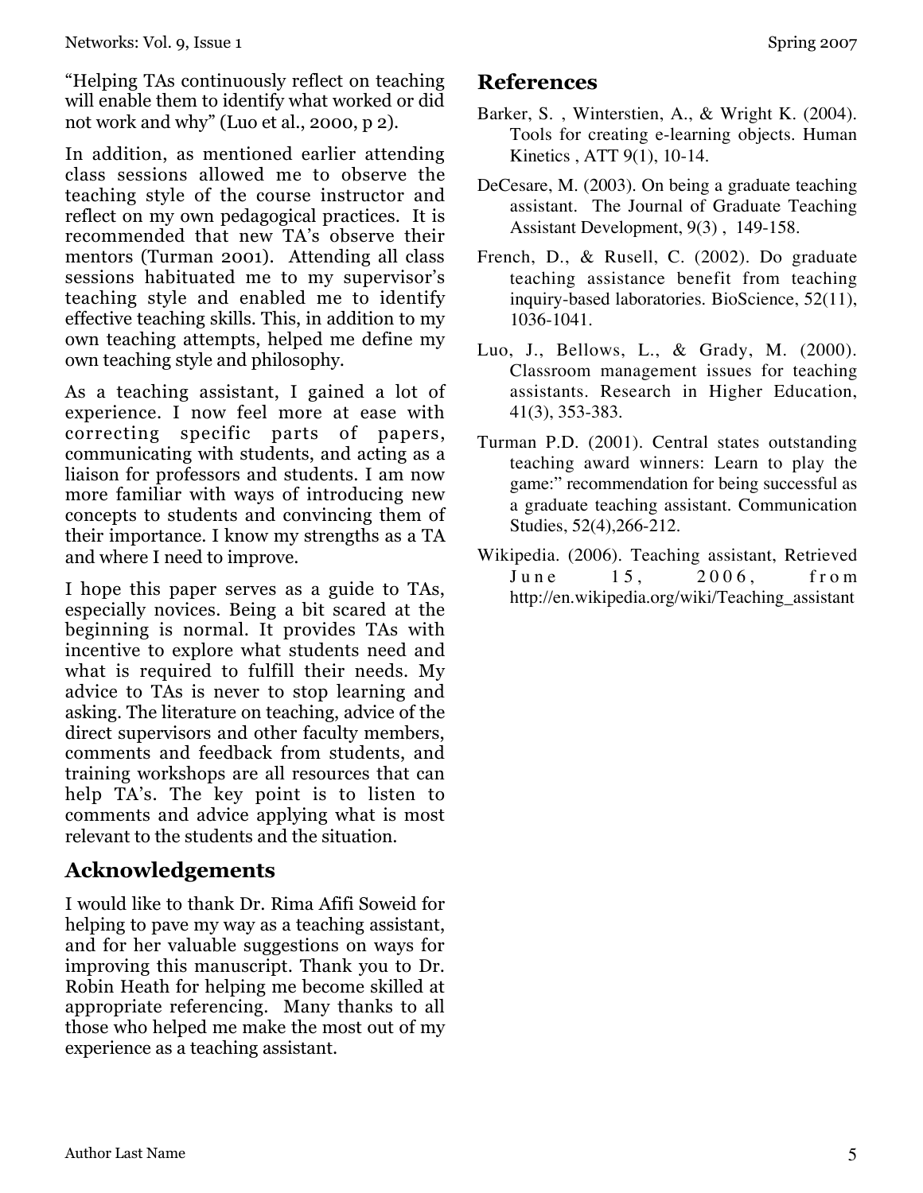"Helping TAs continuously reflect on teaching will enable them to identify what worked or did not work and why" (Luo et al., 2000, p 2).

In addition, as mentioned earlier attending class sessions allowed me to observe the teaching style of the course instructor and reflect on my own pedagogical practices. It is recommended that new TA's observe their mentors (Turman 2001). Attending all class sessions habituated me to my supervisor's teaching style and enabled me to identify effective teaching skills. This, in addition to my own teaching attempts, helped me define my own teaching style and philosophy.

As a teaching assistant, I gained a lot of experience. I now feel more at ease with correcting specific parts of papers, communicating with students, and acting as a liaison for professors and students. I am now more familiar with ways of introducing new concepts to students and convincing them of their importance. I know my strengths as a TA and where I need to improve.

I hope this paper serves as a guide to TAs, especially novices. Being a bit scared at the beginning is normal. It provides TAs with incentive to explore what students need and what is required to fulfill their needs. My advice to TAs is never to stop learning and asking. The literature on teaching, advice of the direct supervisors and other faculty members, comments and feedback from students, and training workshops are all resources that can help TA's. The key point is to listen to comments and advice applying what is most relevant to the students and the situation.

## Acknowledgements

I would like to thank Dr. Rima Afifi Soweid for helping to pave my way as a teaching assistant, and for her valuable suggestions on ways for improving this manuscript. Thank you to Dr. Robin Heath for helping me become skilled at appropriate referencing. Many thanks to all those who helped me make the most out of my experience as a teaching assistant.

## References

Barker, S. , Winterstien, A., & Wright K. (2004). Tools for creating e-learning objects. Human Kinetics , ATT 9(1), 10-14.

DeCesare, M. (2003). On being a graduate teaching assistant. The Journal of Graduate Teaching Assistant Development, 9(3) , 149-158.

French, D., & Rusell, C. (2002). Do graduate teaching assistance benefit from teaching inquiry-based laboratories. BioScience, 52(11), 1036-1041.

Luo, J., Bellows, L., & Grady, M. (2000). Classroom management issues for teaching assistants. Research in Higher Education, 41(3), 353-383.

Turman P.D. (2001). Central states outstanding teaching award winners: Learn to play the game:" recommendation for being successful as a graduate teaching assistant. Communication Studies, 52(4),266-212.

Wikipedia. (2006). Teaching assistant, Retrieved June 15, 2006, from http://en.wikipedia.org/wiki/Teaching_assistant